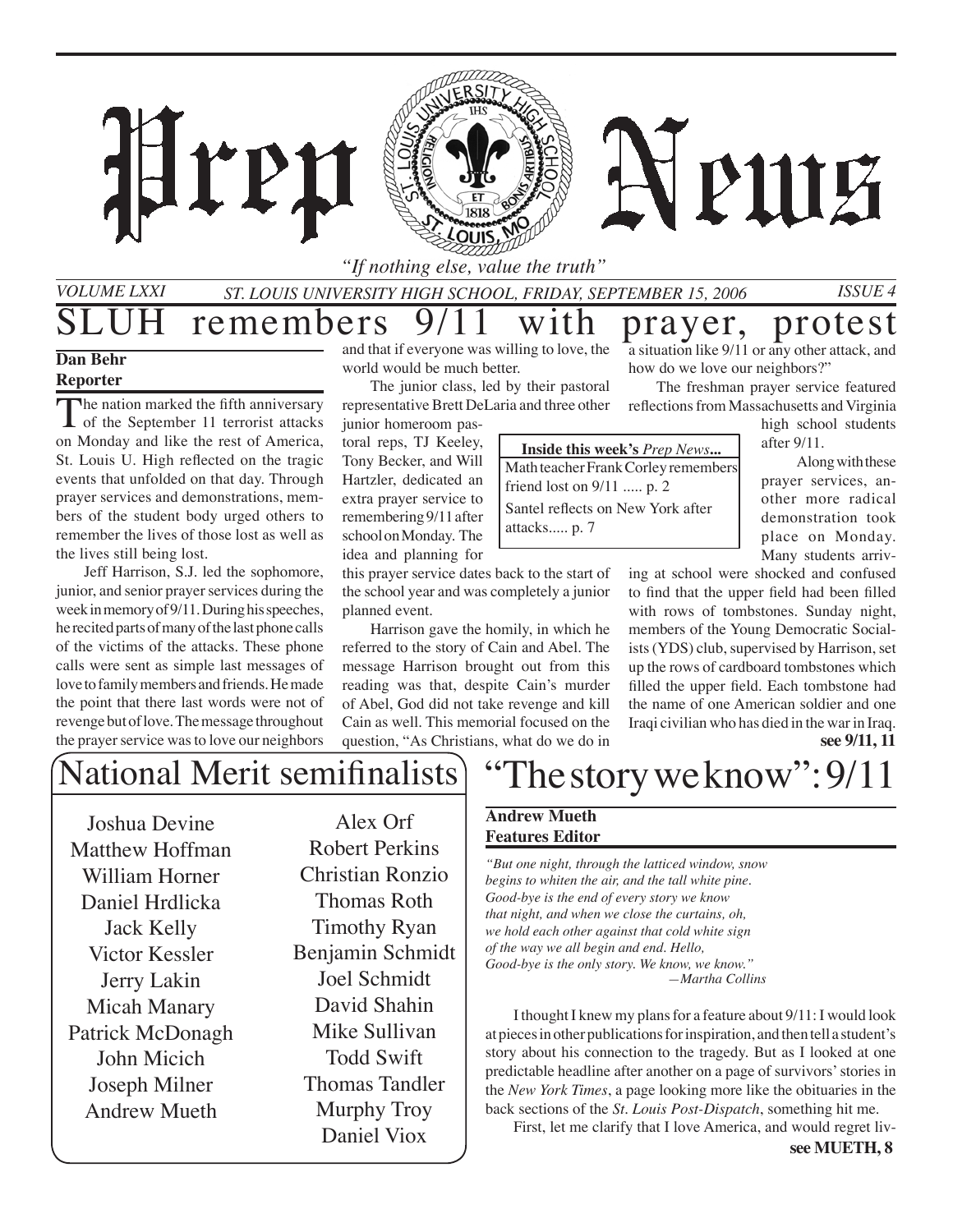# Prep News

*"If nothing else, value the truth"*

VOLUME LXXI — ST. LOUIS UNIVERSITY HIGH SCHOOL, FRIDAY, SEPTEMBER 15, 2006 — ISSUE 4

## SLUH remembers 9/11 with prayer, protest

**Dan Behr**
**Reporter**

The nation marked the fifth anniversary of the September 11 terrorist attacks on Monday and like the rest of America, St. Louis U. High reflected on the tragic events that unfolded on that day. Through prayer services and demonstrations, members of the student body urged others to remember the lives of those lost as well as the lives still being lost.

Jeff Harrison, S.J. led the sophomore, junior, and senior prayer services during the week in memory of 9/11. During his speeches, he recited parts of many of the last phone calls of the victims of the attacks. These phone calls were sent as simple last messages of love to family members and friends. He made the point that there last words were not of revenge but of love. The message throughout the prayer service was to love our neighbors and that if everyone was willing to love, the world would be much better.

The junior class, led by their pastoral representative Brett DeLaria and three other junior homeroom pastoral reps, TJ Keeley, Tony Becker, and Will Hartzler, dedicated an extra prayer service to remembering 9/11 after school on Monday. The idea and planning for this prayer service dates back to the start of the school year and was completely a junior planned event.

Harrison gave the homily, in which he referred to the story of Cain and Abel. The message Harrison brought out from this reading was that, despite Cain's murder of Abel, God did not take revenge and kill Cain as well. This memorial focused on the question, "As Christians, what do we do in a situation like 9/11 or any other attack, and how do we love our neighbors?"

The freshman prayer service featured reflections from Massachusetts and Virginia high school students after 9/11.

Along with these prayer services, another more radical demonstration took place on Monday. Many students arriving at school were shocked and confused to find that the upper field had been filled with rows of tombstones. Sunday night, members of the Young Democratic Socialists (YDS) club, supervised by Harrison, set up the rows of cardboard tombstones which filled the upper field. Each tombstone had the name of one American soldier and one Iraqi civilian who has died in the war in Iraq.

**see 9/11, 11**

**Inside this week's *Prep News*...**

Math teacher Frank Corley remembers friend lost on 9/11 ..... p. 2

Santel reflects on New York after attacks..... p. 7

## National Merit semifinalists

- Joshua Devine
- Matthew Hoffman
- William Horner
- Daniel Hrdlicka
- Jack Kelly
- Victor Kessler
- Jerry Lakin
- Micah Manary
- Patrick McDonagh
- John Micich
- Joseph Milner
- Andrew Mueth
- Alex Orf
- Robert Perkins
- Christian Ronzio
- Thomas Roth
- Timothy Ryan
- Benjamin Schmidt
- Joel Schmidt
- David Shahin
- Mike Sullivan
- Todd Swift
- Thomas Tandler
- Murphy Troy
- Daniel Viox

## "The story we know": 9/11

**Andrew Mueth**
**Features Editor**

*"But one night, through the latticed window, snow*
*begins to whiten the air, and the tall white pine.*
*Good-bye is the end of every story we know*
*that night, and when we close the curtains, oh,*
*we hold each other against that cold white sign*
*of the way we all begin and end. Hello,*
*Good-bye is the only story. We know, we know."*
*—Martha Collins*

I thought I knew my plans for a feature about 9/11: I would look at pieces in other publications for inspiration, and then tell a student's story about his connection to the tragedy. But as I looked at one predictable headline after another on a page of survivors' stories in the *New York Times*, a page looking more like the obituaries in the back sections of the *St. Louis Post-Dispatch*, something hit me.

First, let me clarify that I love America, and would regret liv-

**see MUETH, 8**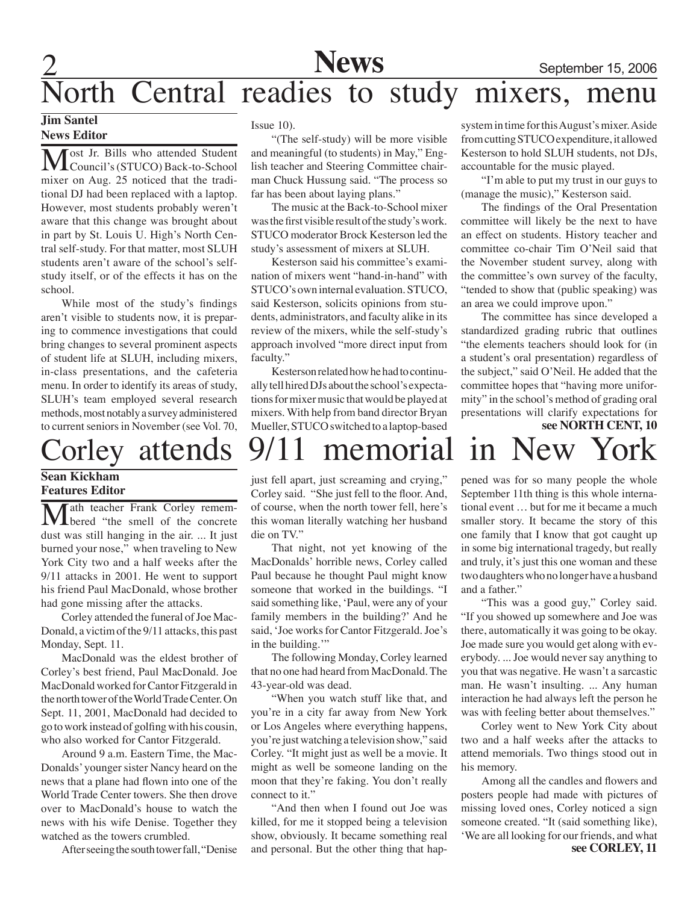# North Central readies to study mixers, menu

**Jim Santel**
**News Editor**

Most Jr. Bills who attended Student Council's (STUCO) Back-to-School mixer on Aug. 25 noticed that the traditional DJ had been replaced with a laptop. However, most students probably weren't aware that this change was brought about in part by St. Louis U. High's North Central self-study. For that matter, most SLUH students aren't aware of the school's self-study itself, or of the effects it has on the school.

While most of the study's findings aren't visible to students now, it is preparing to commence investigations that could bring changes to several prominent aspects of student life at SLUH, including mixers, in-class presentations, and the cafeteria menu. In order to identify its areas of study, SLUH's team employed several research methods, most notably a survey administered to current seniors in November (see Vol. 70, Issue 10).

"(The self-study) will be more visible and meaningful (to students) in May," English teacher and Steering Committee chairman Chuck Hussung said. "The process so far has been about laying plans."

The music at the Back-to-School mixer was the first visible result of the study's work. STUCO moderator Brock Kesterson led the study's assessment of mixers at SLUH.

Kesterson said his committee's examination of mixers went "hand-in-hand" with STUCO's own internal evaluation. STUCO, said Kesterson, solicits opinions from students, administrators, and faculty alike in its review of the mixers, while the self-study's approach involved "more direct input from faculty."

Kesterson related how he had to continually tell hired DJs about the school's expectations for mixer music that would be played at mixers. With help from band director Bryan Mueller, STUCO switched to a laptop-based system in time for this August's mixer. Aside from cutting STUCO expenditure, it allowed Kesterson to hold SLUH students, not DJs, accountable for the music played.

"I'm able to put my trust in our guys to (manage the music)," Kesterson said.

The findings of the Oral Presentation committee will likely be the next to have an effect on students. History teacher and committee co-chair Tim O'Neil said that the November student survey, along with the committee's own survey of the faculty, "tended to show that (public speaking) was an area we could improve upon."

The committee has since developed a standardized grading rubric that outlines "the elements teachers should look for (in a student's oral presentation) regardless of the subject," said O'Neil. He added that the committee hopes that "having more uniformity" in the school's method of grading oral presentations will clarify expectations for

**see NORTH CENT, 10**

# Corley attends 9/11 memorial in New York

**Sean Kickham**
**Features Editor**

Math teacher Frank Corley remembered "the smell of the concrete dust was still hanging in the air. ... It just burned your nose," when traveling to New York City two and a half weeks after the 9/11 attacks in 2001. He went to support his friend Paul MacDonald, whose brother had gone missing after the attacks.

Corley attended the funeral of Joe MacDonald, a victim of the 9/11 attacks, this past Monday, Sept. 11.

MacDonald was the eldest brother of Corley's best friend, Paul MacDonald. Joe MacDonald worked for Cantor Fitzgerald in the north tower of the World Trade Center. On Sept. 11, 2001, MacDonald had decided to go to work instead of golfing with his cousin, who also worked for Cantor Fitzgerald.

Around 9 a.m. Eastern Time, the MacDonalds' younger sister Nancy heard on the news that a plane had flown into one of the World Trade Center towers. She then drove over to MacDonald's house to watch the news with his wife Denise. Together they watched as the towers crumbled.

After seeing the south tower fall, "Denise just fell apart, just screaming and crying," Corley said. "She just fell to the floor. And, of course, when the north tower fell, here's this woman literally watching her husband die on TV."

That night, not yet knowing of the MacDonalds' horrible news, Corley called Paul because he thought Paul might know someone that worked in the buildings. "I said something like, 'Paul, were any of your family members in the building?' And he said, 'Joe works for Cantor Fitzgerald. Joe's in the building.'"

The following Monday, Corley learned that no one had heard from MacDonald. The 43-year-old was dead.

"When you watch stuff like that, and you're in a city far away from New York or Los Angeles where everything happens, you're just watching a television show," said Corley. "It might just as well be a movie. It might as well be someone landing on the moon that they're faking. You don't really connect to it."

"And then when I found out Joe was killed, for me it stopped being a television show, obviously. It became something real and personal. But the other thing that happened was for so many people the whole September 11th thing is this whole international event … but for me it became a much smaller story. It became the story of this one family that I know that got caught up in some big international tragedy, but really and truly, it's just this one woman and these two daughters who no longer have a husband and a father."

"This was a good guy," Corley said. "If you showed up somewhere and Joe was there, automatically it was going to be okay. Joe made sure you would get along with everybody. ... Joe would never say anything to you that was negative. He wasn't a sarcastic man. He wasn't insulting. ... Any human interaction he had always left the person he was with feeling better about themselves."

Corley went to New York City about two and a half weeks after the attacks to attend memorials. Two things stood out in his memory.

Among all the candles and flowers and posters people had made with pictures of missing loved ones, Corley noticed a sign someone created. "It (said something like), 'We are all looking for our friends, and what

**see CORLEY, 11**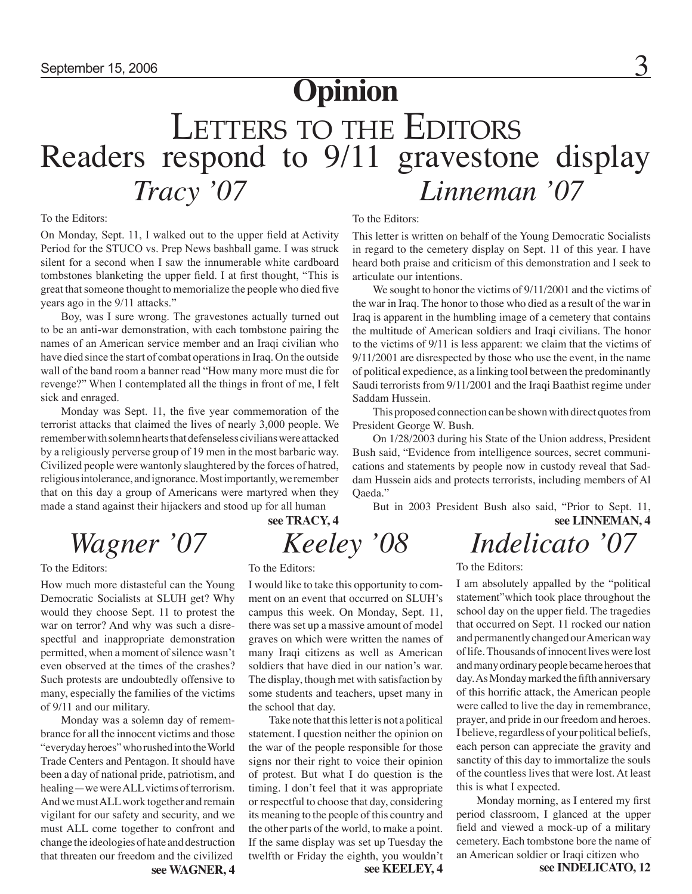# Opinion

## Letters to the Editors

# Readers respond to 9/11 gravestone display

### *Tracy '07*

To the Editors:

On Monday, Sept. 11, I walked out to the upper field at Activity Period for the STUCO vs. Prep News bashball game. I was struck silent for a second when I saw the innumerable white cardboard tombstones blanketing the upper field. I at first thought, "This is great that someone thought to memorialize the people who died five years ago in the 9/11 attacks."

Boy, was I sure wrong. The gravestones actually turned out to be an anti-war demonstration, with each tombstone pairing the names of an American service member and an Iraqi civilian who have died since the start of combat operations in Iraq. On the outside wall of the band room a banner read "How many more must die for revenge?" When I contemplated all the things in front of me, I felt sick and enraged.

Monday was Sept. 11, the five year commemoration of the terrorist attacks that claimed the lives of nearly 3,000 people. We remember with solemn hearts that defenseless civilians were attacked by a religiously perverse group of 19 men in the most barbaric way. Civilized people were wantonly slaughtered by the forces of hatred, religious intolerance, and ignorance. Most importantly, we remember that on this day a group of Americans were martyred when they made a stand against their hijackers and stood up for all human

**see TRACY, 4**

### *Linneman '07*

To the Editors:

This letter is written on behalf of the Young Democratic Socialists in regard to the cemetery display on Sept. 11 of this year. I have heard both praise and criticism of this demonstration and I seek to articulate our intentions.

We sought to honor the victims of 9/11/2001 and the victims of the war in Iraq. The honor to those who died as a result of the war in Iraq is apparent in the humbling image of a cemetery that contains the multitude of American soldiers and Iraqi civilians. The honor to the victims of 9/11 is less apparent: we claim that the victims of 9/11/2001 are disrespected by those who use the event, in the name of political expedience, as a linking tool between the predominantly Saudi terrorists from 9/11/2001 and the Iraqi Baathist regime under Saddam Hussein.

This proposed connection can be shown with direct quotes from President George W. Bush.

On 1/28/2003 during his State of the Union address, President Bush said, "Evidence from intelligence sources, secret communications and statements by people now in custody reveal that Saddam Hussein aids and protects terrorists, including members of Al Qaeda."

But in 2003 President Bush also said, "Prior to Sept. 11,

**see LINNEMAN, 4**

### *Wagner '07*

To the Editors:

How much more distasteful can the Young Democratic Socialists at SLUH get? Why would they choose Sept. 11 to protest the war on terror? And why was such a disrespectful and inappropriate demonstration permitted, when a moment of silence wasn't even observed at the times of the crashes? Such protests are undoubtedly offensive to many, especially the families of the victims of 9/11 and our military.

Monday was a solemn day of remembrance for all the innocent victims and those "everyday heroes" who rushed into the World Trade Centers and Pentagon. It should have been a day of national pride, patriotism, and healing—we were ALL victims of terrorism. And we must ALL work together and remain vigilant for our safety and security, and we must ALL come together to confront and change the ideologies of hate and destruction that threaten our freedom and the civilized

**see WAGNER, 4**

### *Keeley '08*

To the Editors:

I would like to take this opportunity to comment on an event that occurred on SLUH's campus this week. On Monday, Sept. 11, there was set up a massive amount of model graves on which were written the names of many Iraqi citizens as well as American soldiers that have died in our nation's war. The display, though met with satisfaction by some students and teachers, upset many in the school that day.

Take note that this letter is not a political statement. I question neither the opinion on the war of the people responsible for those signs nor their right to voice their opinion of protest. But what I do question is the timing. I don't feel that it was appropriate or respectful to choose that day, considering its meaning to the people of this country and the other parts of the world, to make a point. If the same display was set up Tuesday the twelfth or Friday the eighth, you wouldn't

**see KEELEY, 4**

### *Indelicato '07*

To the Editors:

I am absolutely appalled by the "political statement" which took place throughout the school day on the upper field. The tragedies that occurred on Sept. 11 rocked our nation and permanently changed our American way of life. Thousands of innocent lives were lost and many ordinary people became heroes that day. As Monday marked the fifth anniversary of this horrific attack, the American people were called to live the day in remembrance, prayer, and pride in our freedom and heroes. I believe, regardless of your political beliefs, each person can appreciate the gravity and sanctity of this day to immortalize the souls of the countless lives that were lost. At least this is what I expected.

Monday morning, as I entered my first period classroom, I glanced at the upper field and viewed a mock-up of a military cemetery. Each tombstone bore the name of an American soldier or Iraqi citizen who

**see INDELICATO, 12**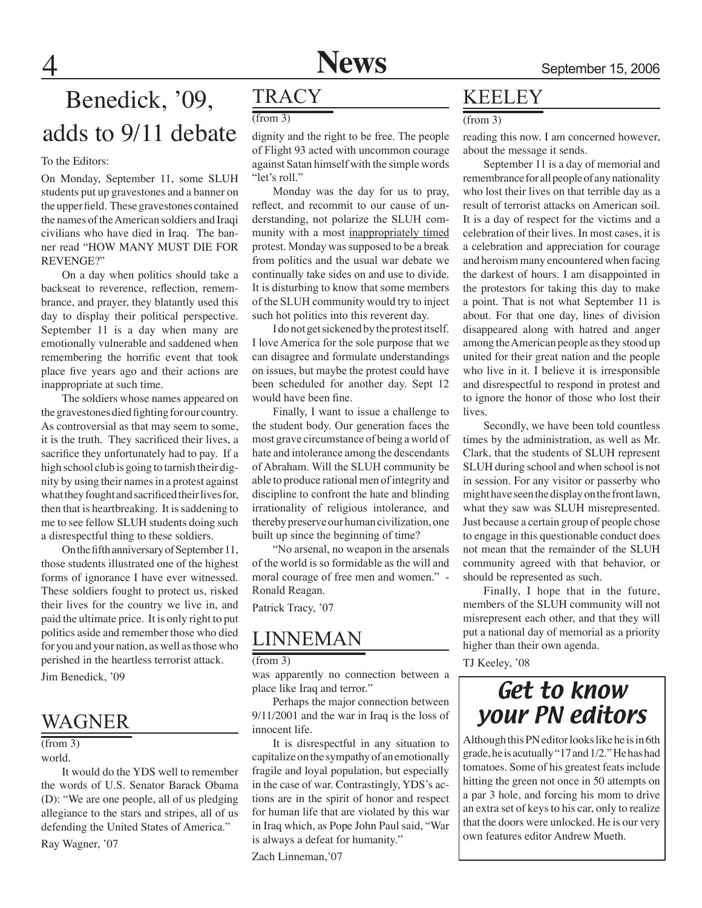# Benedick, '09, adds to 9/11 debate

To the Editors:

On Monday, September 11, some SLUH students put up gravestones and a banner on the upper field. These gravestones contained the names of the American soldiers and Iraqi civilians who have died in Iraq. The banner read "HOW MANY MUST DIE FOR REVENGE?"

On a day when politics should take a backseat to reverence, reflection, remembrance, and prayer, they blatantly used this day to display their political perspective. September 11 is a day when many are emotionally vulnerable and saddened when remembering the horrific event that took place five years ago and their actions are inappropriate at such time.

The soldiers whose names appeared on the gravestones died fighting for our country. As controversial as that may seem to some, it is the truth. They sacrificed their lives, a sacrifice they unfortunately had to pay. If a high school club is going to tarnish their dignity by using their names in a protest against what they fought and sacrificed their lives for, then that is heartbreaking. It is saddening to me to see fellow SLUH students doing such a disrespectful thing to these soldiers.

On the fifth anniversary of September 11, those students illustrated one of the highest forms of ignorance I have ever witnessed. These soldiers fought to protect us, risked their lives for the country we live in, and paid the ultimate price. It is only right to put politics aside and remember those who died for you and your nation, as well as those who perished in the heartless terrorist attack.

Jim Benedick, '09

## WAGNER

(from 3)

world.

It would do the YDS well to remember the words of U.S. Senator Barack Obama (D): "We are one people, all of us pledging allegiance to the stars and stripes, all of us defending the United States of America."

Ray Wagner, '07

## TRACY

(from 3)

dignity and the right to be free. The people of Flight 93 acted with uncommon courage against Satan himself with the simple words "let's roll."

Monday was the day for us to pray, reflect, and recommit to our cause of understanding, not polarize the SLUH community with a most inappropriately timed protest. Monday was supposed to be a break from politics and the usual war debate we continually take sides on and use to divide. It is disturbing to know that some members of the SLUH community would try to inject such hot politics into this reverent day.

I do not get sickened by the protest itself. I love America for the sole purpose that we can disagree and formulate understandings on issues, but maybe the protest could have been scheduled for another day. Sept 12 would have been fine.

Finally, I want to issue a challenge to the student body. Our generation faces the most grave circumstance of being a world of hate and intolerance among the descendants of Abraham. Will the SLUH community be able to produce rational men of integrity and discipline to confront the hate and blinding irrationality of religious intolerance, and thereby preserve our human civilization, one built up since the beginning of time?

"No arsenal, no weapon in the arsenals of the world is so formidable as the will and moral courage of free men and women." - Ronald Reagan.

Patrick Tracy, '07

## LINNEMAN

(from 3)

was apparently no connection between a place like Iraq and terror."

Perhaps the major connection between 9/11/2001 and the war in Iraq is the loss of innocent life.

It is disrespectful in any situation to capitalize on the sympathy of an emotionally fragile and loyal population, but especially in the case of war. Contrastingly, YDS's actions are in the spirit of honor and respect for human life that are violated by this war in Iraq which, as Pope John Paul said, "War is always a defeat for humanity."

Zach Linneman,'07

## KEELEY

(from 3)

reading this now. I am concerned however, about the message it sends.

September 11 is a day of memorial and remembrance for all people of any nationality who lost their lives on that terrible day as a result of terrorist attacks on American soil. It is a day of respect for the victims and a celebration of their lives. In most cases, it is a celebration and appreciation for courage and heroism many encountered when facing the darkest of hours. I am disappointed in the protestors for taking this day to make a point. That is not what September 11 is about. For that one day, lines of division disappeared along with hatred and anger among the American people as they stood up united for their great nation and the people who live in it. I believe it is irresponsible and disrespectful to respond in protest and to ignore the honor of those who lost their lives.

Secondly, we have been told countless times by the administration, as well as Mr. Clark, that the students of SLUH represent SLUH during school and when school is not in session. For any visitor or passerby who might have seen the display on the front lawn, what they saw was SLUH misrepresented. Just because a certain group of people chose to engage in this questionable conduct does not mean that the remainder of the SLUH community agreed with that behavior, or should be represented as such.

Finally, I hope that in the future, members of the SLUH community will not misrepresent each other, and that they will put a national day of memorial as a priority higher than their own agenda.

TJ Keeley, '08

## *Get to know your PN editors*

Although this PN editor looks like he is in 6th grade, he is acutually "17 and 1/2." He has had tomatoes. Some of his greatest feats include hitting the green not once in 50 attempts on a par 3 hole, and forcing his mom to drive an extra set of keys to his car, only to realize that the doors were unlocked. He is our very own features editor Andrew Mueth.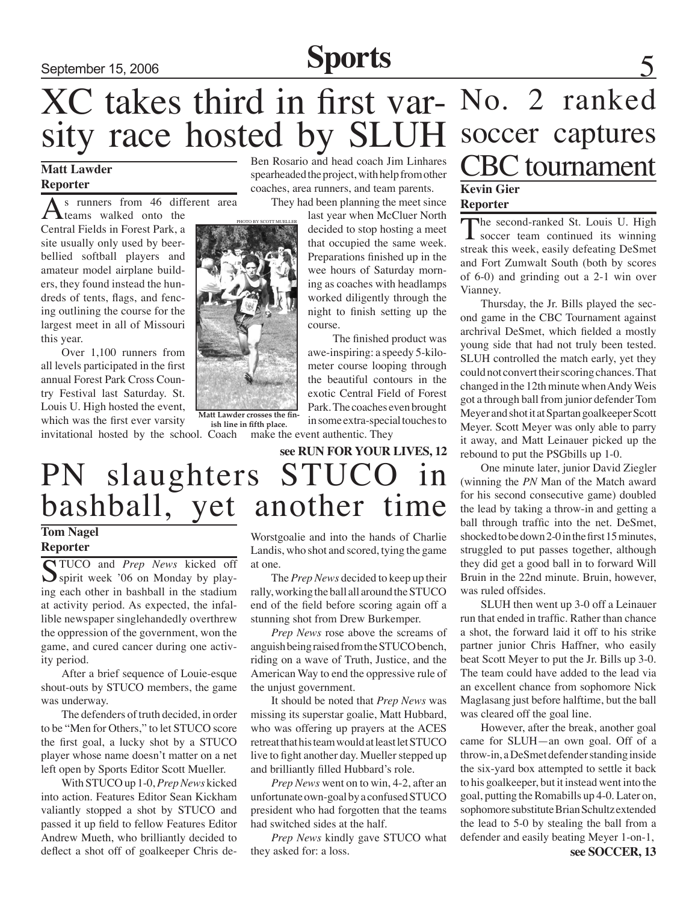# XC takes third in first varsity race hosted by SLUH

**Matt Lawder**
**Reporter**

As runners from 46 different area teams walked onto the Central Fields in Forest Park, a site usually only used by beer-bellied softball players and amateur model airplane builders, they found instead the hundreds of tents, flags, and fencing outlining the course for the largest meet in all of Missouri this year.

Over 1,100 runners from all levels participated in the first annual Forest Park Cross Country Festival last Saturday. St. Louis U. High hosted the event, which was the first ever varsity invitational hosted by the school. Coach Ben Rosario and head coach Jim Linhares spearheaded the project, with help from other coaches, area runners, and team parents.

PHOTO BY SCOTT MUELLER

Matt Lawder crosses the finish line in fifth place.

They had been planning the meet since last year when McCluer North decided to stop hosting a meet that occupied the same week. Preparations finished up in the wee hours of Saturday morning as coaches with headlamps worked diligently through the night to finish setting up the course.

The finished product was awe-inspiring: a speedy 5-kilometer course looping through the beautiful contours in the exotic Central Field of Forest Park. The coaches even brought in some extra-special touches to make the event authentic. They

**see RUN FOR YOUR LIVES, 12**

# PN slaughters STUCO in bashball, yet another time

**Tom Nagel**
**Reporter**

STUCO and *Prep News* kicked off spirit week '06 on Monday by playing each other in bashball in the stadium at activity period. As expected, the infallible newspaper singlehandedly overthrew the oppression of the government, won the game, and cured cancer during one activity period.

After a brief sequence of Louie-esque shout-outs by STUCO members, the game was underway.

The defenders of truth decided, in order to be "Men for Others," to let STUCO score the first goal, a lucky shot by a STUCO player whose name doesn't matter on a net left open by Sports Editor Scott Mueller.

With STUCO up 1-0, *Prep News* kicked into action. Features Editor Sean Kickham valiantly stopped a shot by STUCO and passed it up field to fellow Features Editor Andrew Mueth, who brilliantly decided to deflect a shot off of goalkeeper Chris de-Worstgoalie and into the hands of Charlie Landis, who shot and scored, tying the game at one.

The *Prep News* decided to keep up their rally, working the ball all around the STUCO end of the field before scoring again off a stunning shot from Drew Burkemper.

*Prep News* rose above the screams of anguish being raised from the STUCO bench, riding on a wave of Truth, Justice, and the American Way to end the oppressive rule of the unjust government.

It should be noted that *Prep News* was missing its superstar goalie, Matt Hubbard, who was offering up prayers at the ACES retreat that his team would at least let STUCO live to fight another day. Mueller stepped up and brilliantly filled Hubbard's role.

*Prep News* went on to win, 4-2, after an unfortunate own-goal by a confused STUCO president who had forgotten that the teams had switched sides at the half.

*Prep News* kindly gave STUCO what they asked for: a loss.

# No. 2 ranked soccer captures CBC tournament

**Kevin Gier**
**Reporter**

The second-ranked St. Louis U. High soccer team continued its winning streak this week, easily defeating DeSmet and Fort Zumwalt South (both by scores of 6-0) and grinding out a 2-1 win over Vianney.

Thursday, the Jr. Bills played the second game in the CBC Tournament against archrival DeSmet, which fielded a mostly young side that had not truly been tested. SLUH controlled the match early, yet they could not convert their scoring chances. That changed in the 12th minute when Andy Weis got a through ball from junior defender Tom Meyer and shot it at Spartan goalkeeper Scott Meyer. Scott Meyer was only able to parry it away, and Matt Leinauer picked up the rebound to put the PSGbills up 1-0.

One minute later, junior David Ziegler (winning the *PN* Man of the Match award for his second consecutive game) doubled the lead by taking a throw-in and getting a ball through traffic into the net. DeSmet, shocked to be down 2-0 in the first 15 minutes, struggled to put passes together, although they did get a good ball in to forward Will Bruin in the 22nd minute. Bruin, however, was ruled offsides.

SLUH then went up 3-0 off a Leinauer run that ended in traffic. Rather than chance a shot, the forward laid it off to his strike partner junior Chris Haffner, who easily beat Scott Meyer to put the Jr. Bills up 3-0. The team could have added to the lead via an excellent chance from sophomore Nick Maglasang just before halftime, but the ball was cleared off the goal line.

However, after the break, another goal came for SLUH—an own goal. Off of a throw-in, a DeSmet defender standing inside the six-yard box attempted to settle it back to his goalkeeper, but it instead went into the goal, putting the Romabills up 4-0. Later on, sophomore substitute Brian Schultz extended the lead to 5-0 by stealing the ball from a defender and easily beating Meyer 1-on-1,

**see SOCCER, 13**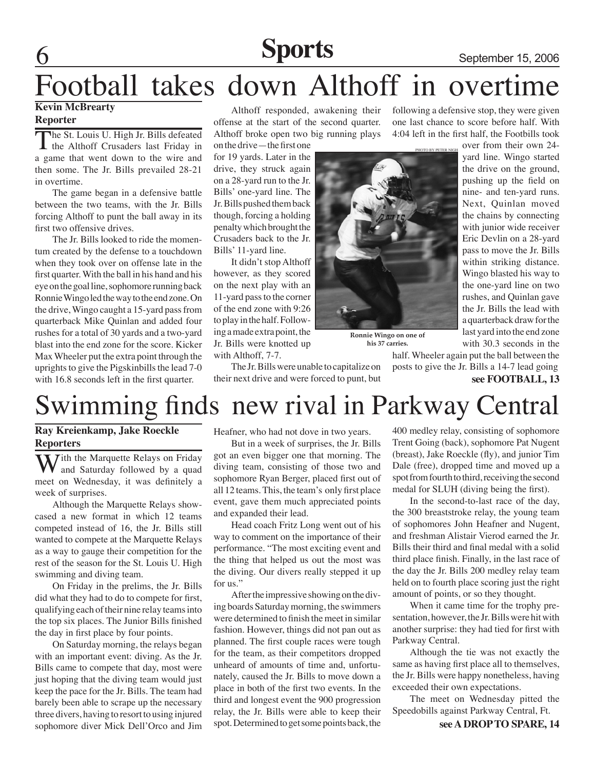# Football takes down Althoff in overtime

**Kevin McBrearty**
**Reporter**

The St. Louis U. High Jr. Bills defeated the Althoff Crusaders last Friday in a game that went down to the wire and then some. The Jr. Bills prevailed 28-21 in overtime.

The game began in a defensive battle between the two teams, with the Jr. Bills forcing Althoff to punt the ball away in its first two offensive drives.

The Jr. Bills looked to ride the momentum created by the defense to a touchdown when they took over on offense late in the first quarter. With the ball in his hand and his eye on the goal line, sophomore running back Ronnie Wingo led the way to the end zone. On the drive, Wingo caught a 15-yard pass from quarterback Mike Quinlan and added four rushes for a total of 30 yards and a two-yard blast into the end zone for the score. Kicker Max Wheeler put the extra point through the uprights to give the Pigskinbills the lead 7-0 with 16.8 seconds left in the first quarter.

Althoff responded, awakening their offense at the start of the second quarter. Althoff broke open two big running plays on the drive—the first one for 19 yards. Later in the drive, they struck again on a 28-yard run to the Jr. Bills' one-yard line. The Jr. Bills pushed them back though, forcing a holding penalty which brought the Crusaders back to the Jr. Bills' 11-yard line.

It didn't stop Althoff however, as they scored on the next play with an 11-yard pass to the corner of the end zone with 9:26 to play in the half. Following a made extra point, the Jr. Bills were knotted up with Althoff, 7-7.

The Jr. Bills were unable to capitalize on their next drive and were forced to punt, but following a defensive stop, they were given one last chance to score before half. With 4:04 left in the first half, the Footbills took over from their own 24-yard line. Wingo started the drive on the ground, pushing up the field on nine- and ten-yard runs. Next, Quinlan moved the chains by connecting with junior wide receiver Eric Devlin on a 28-yard pass to move the Jr. Bills within striking distance. Wingo blasted his way to the one-yard line on two rushes, and Quinlan gave the Jr. Bills the lead with a quarterback draw for the last yard into the end zone with 30.3 seconds in the half. Wheeler again put the ball between the posts to give the Jr. Bills a 14-7 lead going

PHOTO BY PETER NIGH

Ronnie Wingo on one of his 37 carries.

**see FOOTBALL, 13**

# Swimming finds new rival in Parkway Central

**Ray Kreienkamp, Jake Roeckle**
**Reporters**

With the Marquette Relays on Friday and Saturday followed by a quad meet on Wednesday, it was definitely a week of surprises.

Although the Marquette Relays showcased a new format in which 12 teams competed instead of 16, the Jr. Bills still wanted to compete at the Marquette Relays as a way to gauge their competition for the rest of the season for the St. Louis U. High swimming and diving team.

On Friday in the prelims, the Jr. Bills did what they had to do to compete for first, qualifying each of their nine relay teams into the top six places. The Junior Bills finished the day in first place by four points.

On Saturday morning, the relays began with an important event: diving. As the Jr. Bills came to compete that day, most were just hoping that the diving team would just keep the pace for the Jr. Bills. The team had barely been able to scrape up the necessary three divers, having to resort to using injured sophomore diver Mick Dell'Orco and Jim Heafner, who had not dove in two years.

But in a week of surprises, the Jr. Bills got an even bigger one that morning. The diving team, consisting of those two and sophomore Ryan Berger, placed first out of all 12 teams. This, the team's only first place event, gave them much appreciated points and expanded their lead.

Head coach Fritz Long went out of his way to comment on the importance of their performance. "The most exciting event and the thing that helped us out the most was the diving. Our divers really stepped it up for us."

After the impressive showing on the diving boards Saturday morning, the swimmers were determined to finish the meet in similar fashion. However, things did not pan out as planned. The first couple races were tough for the team, as their competitors dropped unheard of amounts of time and, unfortunately, caused the Jr. Bills to move down a place in both of the first two events. In the third and longest event the 900 progression relay, the Jr. Bills were able to keep their spot. Determined to get some points back, the 400 medley relay, consisting of sophomore Trent Going (back), sophomore Pat Nugent (breast), Jake Roeckle (fly), and junior Tim Dale (free), dropped time and moved up a spot from fourth to third, receiving the second medal for SLUH (diving being the first).

In the second-to-last race of the day, the 300 breaststroke relay, the young team of sophomores John Heafner and Nugent, and freshman Alistair Vierod earned the Jr. Bills their third and final medal with a solid third place finish. Finally, in the last race of the day the Jr. Bills 200 medley relay team held on to fourth place scoring just the right amount of points, or so they thought.

When it came time for the trophy presentation, however, the Jr. Bills were hit with another surprise: they had tied for first with Parkway Central.

Although the tie was not exactly the same as having first place all to themselves, the Jr. Bills were happy nonetheless, having exceeded their own expectations.

The meet on Wednesday pitted the Speedobills against Parkway Central, Ft.

**see A DROP TO SPARE, 14**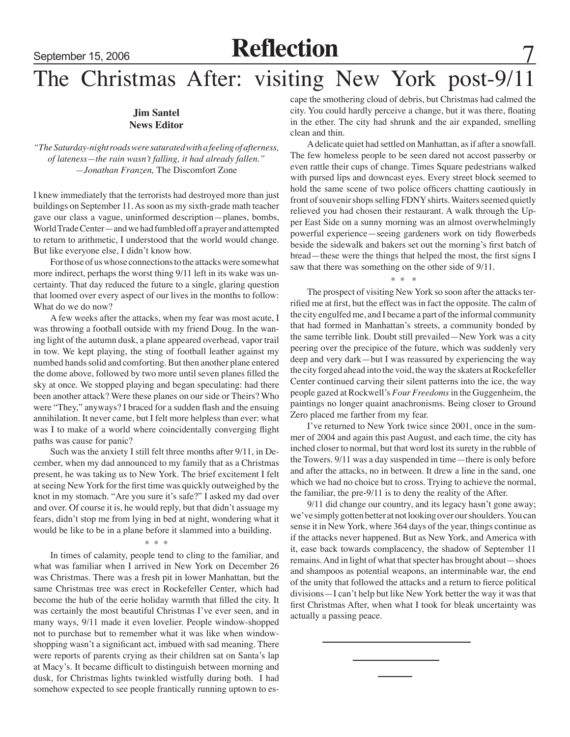# The Christmas After: visiting New York post-9/11

**Jim Santel**
**News Editor**

*"The Saturday-night roads were saturated with a feeling of afterness, of lateness—the rain wasn't falling, it had already fallen."*
*—Jonathan Franzen,* The Discomfort Zone

I knew immediately that the terrorists had destroyed more than just buildings on September 11. As soon as my sixth-grade math teacher gave our class a vague, uninformed description—planes, bombs, World Trade Center—and we had fumbled off a prayer and attempted to return to arithmetic, I understood that the world would change. But like everyone else, I didn't know how.

For those of us whose connections to the attacks were somewhat more indirect, perhaps the worst thing 9/11 left in its wake was uncertainty. That day reduced the future to a single, glaring question that loomed over every aspect of our lives in the months to follow: What do we do now?

A few weeks after the attacks, when my fear was most acute, I was throwing a football outside with my friend Doug. In the waning light of the autumn dusk, a plane appeared overhead, vapor trail in tow. We kept playing, the sting of football leather against my numbed hands solid and comforting. But then another plane entered the dome above, followed by two more until seven planes filled the sky at once. We stopped playing and began speculating: had there been another attack? Were these planes on our side or Theirs? Who were "They," anyways? I braced for a sudden flash and the ensuing annihilation. It never came, but I felt more helpless than ever: what was I to make of a world where coincidentally converging flight paths was cause for panic?

Such was the anxiety I still felt three months after 9/11, in December, when my dad announced to my family that as a Christmas present, he was taking us to New York. The brief excitement I felt at seeing New York for the first time was quickly outweighed by the knot in my stomach. "Are you sure it's safe?" I asked my dad over and over. Of course it is, he would reply, but that didn't assuage my fears, didn't stop me from lying in bed at night, wondering what it would be like to be in a plane before it slammed into a building.

\* \* \*

In times of calamity, people tend to cling to the familiar, and what was familiar when I arrived in New York on December 26 was Christmas. There was a fresh pit in lower Manhattan, but the same Christmas tree was erect in Rockefeller Center, which had become the hub of the eerie holiday warmth that filled the city. It was certainly the most beautiful Christmas I've ever seen, and in many ways, 9/11 made it even lovelier. People window-shopped not to purchase but to remember what it was like when window-shopping wasn't a significant act, imbued with sad meaning. There were reports of parents crying as their children sat on Santa's lap at Macy's. It became difficult to distinguish between morning and dusk, for Christmas lights twinkled wistfully during both. I had somehow expected to see people frantically running uptown to escape the smothering cloud of debris, but Christmas had calmed the city. You could hardly perceive a change, but it was there, floating in the ether. The city had shrunk and the air expanded, smelling clean and thin.

A delicate quiet had settled on Manhattan, as if after a snowfall. The few homeless people to be seen dared not accost passerby or even rattle their cups of change. Times Square pedestrians walked with pursed lips and downcast eyes. Every street block seemed to hold the same scene of two police officers chatting cautiously in front of souvenir shops selling FDNY shirts. Waiters seemed quietly relieved you had chosen their restaurant. A walk through the Upper East Side on a sunny morning was an almost overwhelmingly powerful experience—seeing gardeners work on tidy flowerbeds beside the sidewalk and bakers set out the morning's first batch of bread—these were the things that helped the most, the first signs I saw that there was something on the other side of 9/11.

\* \* \*

The prospect of visiting New York so soon after the attacks terrified me at first, but the effect was in fact the opposite. The calm of the city engulfed me, and I became a part of the informal community that had formed in Manhattan's streets, a community bonded by the same terrible link. Doubt still prevailed—New York was a city peering over the precipice of the future, which was suddenly very deep and very dark—but I was reassured by experiencing the way the city forged ahead into the void, the way the skaters at Rockefeller Center continued carving their silent patterns into the ice, the way people gazed at Rockwell's *Four Freedoms* in the Guggenheim, the paintings no longer quaint anachronisms. Being closer to Ground Zero placed me farther from my fear.

I've returned to New York twice since 2001, once in the summer of 2004 and again this past August, and each time, the city has inched closer to normal, but that word lost its surety in the rubble of the Towers. 9/11 was a day suspended in time—there is only before and after the attacks, no in between. It drew a line in the sand, one which we had no choice but to cross. Trying to achieve the normal, the familiar, the pre-9/11 is to deny the reality of the After.

9/11 did change our country, and its legacy hasn't gone away; we've simply gotten better at not looking over our shoulders. You can sense it in New York, where 364 days of the year, things continue as if the attacks never happened. But as New York, and America with it, ease back towards complacency, the shadow of September 11 remains. And in light of what that specter has brought about—shoes and shampoos as potential weapons, an interminable war, the end of the unity that followed the attacks and a return to fierce political divisions—I can't help but like New York better the way it was that first Christmas After, when what I took for bleak uncertainty was actually a passing peace.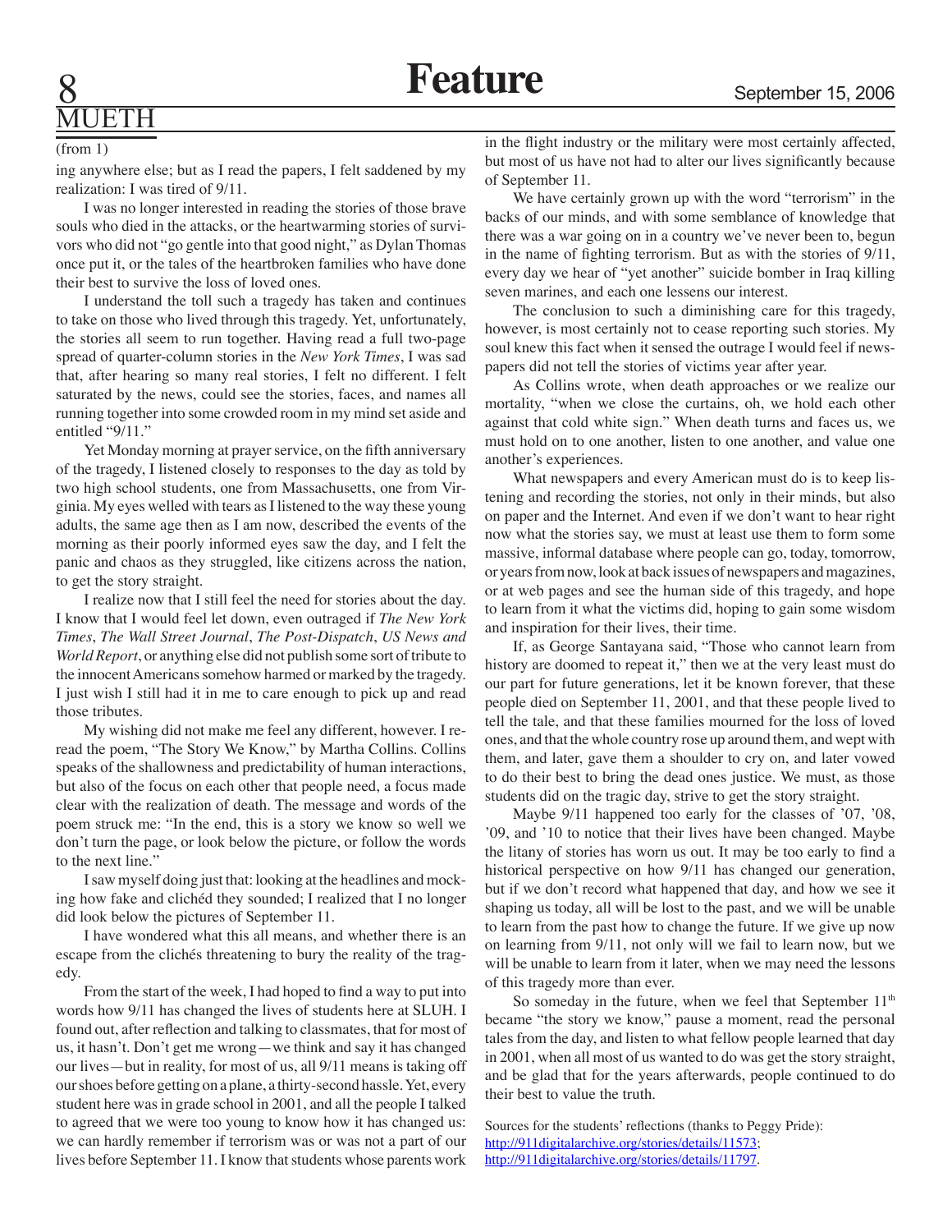# MUETH

(from 1)

ing anywhere else; but as I read the papers, I felt saddened by my realization: I was tired of 9/11.

I was no longer interested in reading the stories of those brave souls who died in the attacks, or the heartwarming stories of survivors who did not "go gentle into that good night," as Dylan Thomas once put it, or the tales of the heartbroken families who have done their best to survive the loss of loved ones.

I understand the toll such a tragedy has taken and continues to take on those who lived through this tragedy. Yet, unfortunately, the stories all seem to run together. Having read a full two-page spread of quarter-column stories in the *New York Times*, I was sad that, after hearing so many real stories, I felt no different. I felt saturated by the news, could see the stories, faces, and names all running together into some crowded room in my mind set aside and entitled "9/11."

Yet Monday morning at prayer service, on the fifth anniversary of the tragedy, I listened closely to responses to the day as told by two high school students, one from Massachusetts, one from Virginia. My eyes welled with tears as I listened to the way these young adults, the same age then as I am now, described the events of the morning as their poorly informed eyes saw the day, and I felt the panic and chaos as they struggled, like citizens across the nation, to get the story straight.

I realize now that I still feel the need for stories about the day. I know that I would feel let down, even outraged if *The New York Times*, *The Wall Street Journal*, *The Post-Dispatch*, *US News and World Report*, or anything else did not publish some sort of tribute to the innocent Americans somehow harmed or marked by the tragedy. I just wish I still had it in me to care enough to pick up and read those tributes.

My wishing did not make me feel any different, however. I reread the poem, "The Story We Know," by Martha Collins. Collins speaks of the shallowness and predictability of human interactions, but also of the focus on each other that people need, a focus made clear with the realization of death. The message and words of the poem struck me: "In the end, this is a story we know so well we don't turn the page, or look below the picture, or follow the words to the next line."

I saw myself doing just that: looking at the headlines and mocking how fake and clichéd they sounded; I realized that I no longer did look below the pictures of September 11.

I have wondered what this all means, and whether there is an escape from the clichés threatening to bury the reality of the tragedy.

From the start of the week, I had hoped to find a way to put into words how 9/11 has changed the lives of students here at SLUH. I found out, after reflection and talking to classmates, that for most of us, it hasn't. Don't get me wrong—we think and say it has changed our lives—but in reality, for most of us, all 9/11 means is taking off our shoes before getting on a plane, a thirty-second hassle. Yet, every student here was in grade school in 2001, and all the people I talked to agreed that we were too young to know how it has changed us: we can hardly remember if terrorism was or was not a part of our lives before September 11. I know that students whose parents work in the flight industry or the military were most certainly affected, but most of us have not had to alter our lives significantly because of September 11.

We have certainly grown up with the word "terrorism" in the backs of our minds, and with some semblance of knowledge that there was a war going on in a country we've never been to, begun in the name of fighting terrorism. But as with the stories of 9/11, every day we hear of "yet another" suicide bomber in Iraq killing seven marines, and each one lessens our interest.

The conclusion to such a diminishing care for this tragedy, however, is most certainly not to cease reporting such stories. My soul knew this fact when it sensed the outrage I would feel if newspapers did not tell the stories of victims year after year.

As Collins wrote, when death approaches or we realize our mortality, "when we close the curtains, oh, we hold each other against that cold white sign." When death turns and faces us, we must hold on to one another, listen to one another, and value one another's experiences.

What newspapers and every American must do is to keep listening and recording the stories, not only in their minds, but also on paper and the Internet. And even if we don't want to hear right now what the stories say, we must at least use them to form some massive, informal database where people can go, today, tomorrow, or years from now, look at back issues of newspapers and magazines, or at web pages and see the human side of this tragedy, and hope to learn from it what the victims did, hoping to gain some wisdom and inspiration for their lives, their time.

If, as George Santayana said, "Those who cannot learn from history are doomed to repeat it," then we at the very least must do our part for future generations, let it be known forever, that these people died on September 11, 2001, and that these people lived to tell the tale, and that these families mourned for the loss of loved ones, and that the whole country rose up around them, and wept with them, and later, gave them a shoulder to cry on, and later vowed to do their best to bring the dead ones justice. We must, as those students did on the tragic day, strive to get the story straight.

Maybe 9/11 happened too early for the classes of '07, '08, '09, and '10 to notice that their lives have been changed. Maybe the litany of stories has worn us out. It may be too early to find a historical perspective on how 9/11 has changed our generation, but if we don't record what happened that day, and how we see it shaping us today, all will be lost to the past, and we will be unable to learn from the past how to change the future. If we give up now on learning from 9/11, not only will we fail to learn now, but we will be unable to learn from it later, when we may need the lessons of this tragedy more than ever.

So someday in the future, when we feel that September 11th became "the story we know," pause a moment, read the personal tales from the day, and listen to what fellow people learned that day in 2001, when all most of us wanted to do was get the story straight, and be glad that for the years afterwards, people continued to do their best to value the truth.

Sources for the students' reflections (thanks to Peggy Pride):
http://911digitalarchive.org/stories/details/11573;
http://911digitalarchive.org/stories/details/11797.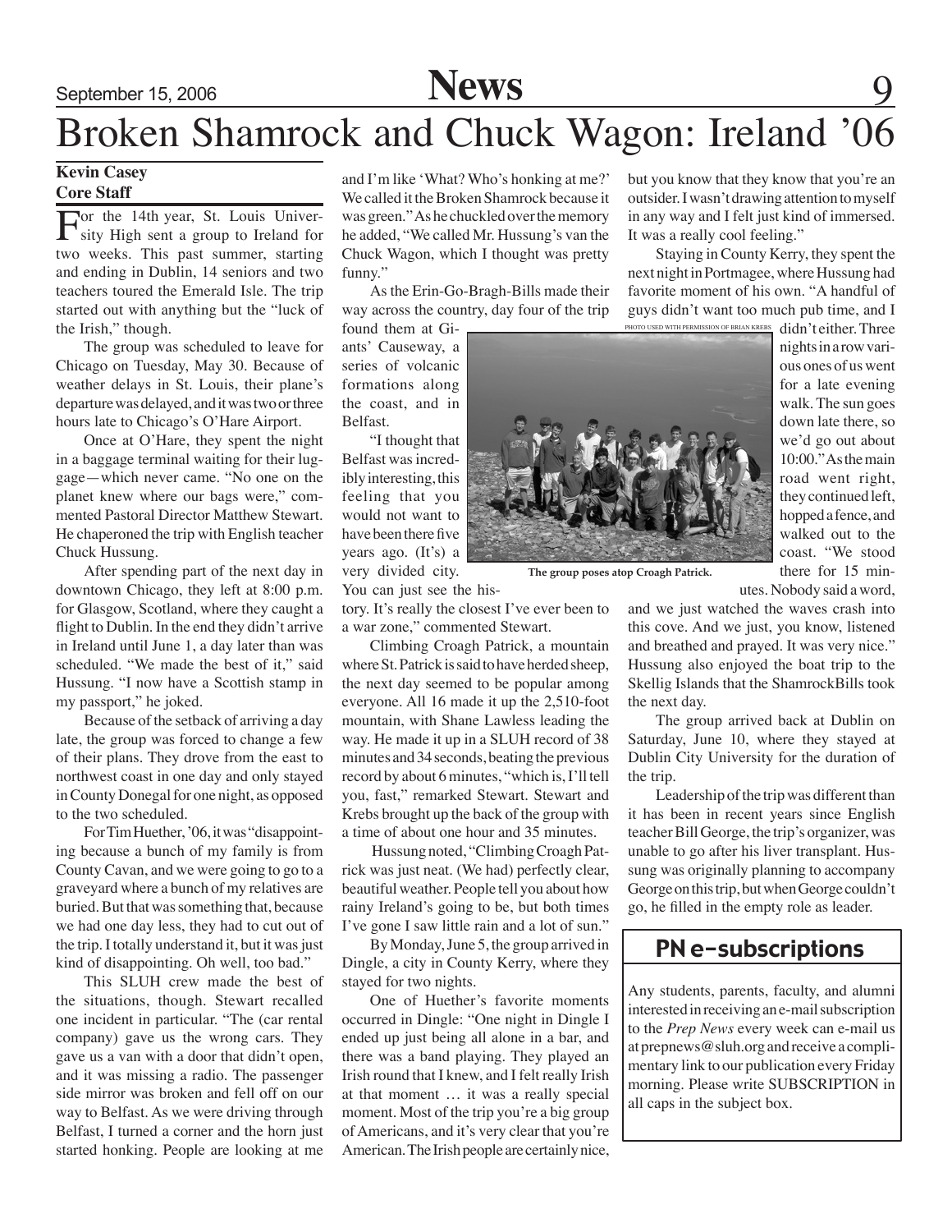# Broken Shamrock and Chuck Wagon: Ireland '06

**Kevin Casey**
**Core Staff**

For the 14th year, St. Louis University High sent a group to Ireland for two weeks. This past summer, starting and ending in Dublin, 14 seniors and two teachers toured the Emerald Isle. The trip started out with anything but the "luck of the Irish," though.

The group was scheduled to leave for Chicago on Tuesday, May 30. Because of weather delays in St. Louis, their plane's departure was delayed, and it was two or three hours late to Chicago's O'Hare Airport.

Once at O'Hare, they spent the night in a baggage terminal waiting for their luggage—which never came. "No one on the planet knew where our bags were," commented Pastoral Director Matthew Stewart. He chaperoned the trip with English teacher Chuck Hussung.

After spending part of the next day in downtown Chicago, they left at 8:00 p.m. for Glasgow, Scotland, where they caught a flight to Dublin. In the end they didn't arrive in Ireland until June 1, a day later than was scheduled. "We made the best of it," said Hussung. "I now have a Scottish stamp in my passport," he joked.

Because of the setback of arriving a day late, the group was forced to change a few of their plans. They drove from the east to northwest coast in one day and only stayed in County Donegal for one night, as opposed to the two scheduled.

For Tim Huether, '06, it was "disappointing because a bunch of my family is from County Cavan, and we were going to go to a graveyard where a bunch of my relatives are buried. But that was something that, because we had one day less, they had to cut out of the trip. I totally understand it, but it was just kind of disappointing. Oh well, too bad."

This SLUH crew made the best of the situations, though. Stewart recalled one incident in particular. "The (car rental company) gave us the wrong cars. They gave us a van with a door that didn't open, and it was missing a radio. The passenger side mirror was broken and fell off on our way to Belfast. As we were driving through Belfast, I turned a corner and the horn just started honking. People are looking at me and I'm like 'What? Who's honking at me?' We called it the Broken Shamrock because it was green." As he chuckled over the memory he added, "We called Mr. Hussung's van the Chuck Wagon, which I thought was pretty funny."

As the Erin-Go-Bragh-Bills made their way across the country, day four of the trip found them at Giants' Causeway, a series of volcanic formations along the coast, and in Belfast.

"I thought that Belfast was incredibly interesting, this feeling that you would not want to have been there five years ago. (It's) a very divided city. You can just see the history. It's really the closest I've ever been to a war zone," commented Stewart.

PHOTO USED WITH PERMISSION OF BRIAN KREBS

The group poses atop Croagh Patrick.

Climbing Croagh Patrick, a mountain where St. Patrick is said to have herded sheep, the next day seemed to be popular among everyone. All 16 made it up the 2,510-foot mountain, with Shane Lawless leading the way. He made it up in a SLUH record of 38 minutes and 34 seconds, beating the previous record by about 6 minutes, "which is, I'll tell you, fast," remarked Stewart. Stewart and Krebs brought up the back of the group with a time of about one hour and 35 minutes.

Hussung noted, "Climbing Croagh Patrick was just neat. (We had) perfectly clear, beautiful weather. People tell you about how rainy Ireland's going to be, but both times I've gone I saw little rain and a lot of sun."

By Monday, June 5, the group arrived in Dingle, a city in County Kerry, where they stayed for two nights.

One of Huether's favorite moments occurred in Dingle: "One night in Dingle I ended up just being all alone in a bar, and there was a band playing. They played an Irish round that I knew, and I felt really Irish at that moment … it was a really special moment. Most of the trip you're a big group of Americans, and it's very clear that you're American. The Irish people are certainly nice, but you know that they know that you're an outsider. I wasn't drawing attention to myself in any way and I felt just kind of immersed. It was a really cool feeling."

Staying in County Kerry, they spent the next night in Portmagee, where Hussung had favorite moment of his own. "A handful of guys didn't want too much pub time, and I didn't either. Three nights in a row various ones of us went for a late evening walk. The sun goes down late there, so we'd go out about 10:00." As the main road went right, they continued left, hopped a fence, and walked out to the coast. "We stood there for 15 minutes. Nobody said a word, and we just watched the waves crash into this cove. And we just, you know, listened and breathed and prayed. It was very nice." Hussung also enjoyed the boat trip to the Skellig Islands that the ShamrockBills took the next day.

The group arrived back at Dublin on Saturday, June 10, where they stayed at Dublin City University for the duration of the trip.

Leadership of the trip was different than it has been in recent years since English teacher Bill George, the trip's organizer, was unable to go after his liver transplant. Hussung was originally planning to accompany George on this trip, but when George couldn't go, he filled in the empty role as leader.

## PN e-subscriptions

Any students, parents, faculty, and alumni interested in receiving an e-mail subscription to the *Prep News* every week can e-mail us at prepnews@sluh.org and receive a complimentary link to our publication every Friday morning. Please write SUBSCRIPTION in all caps in the subject box.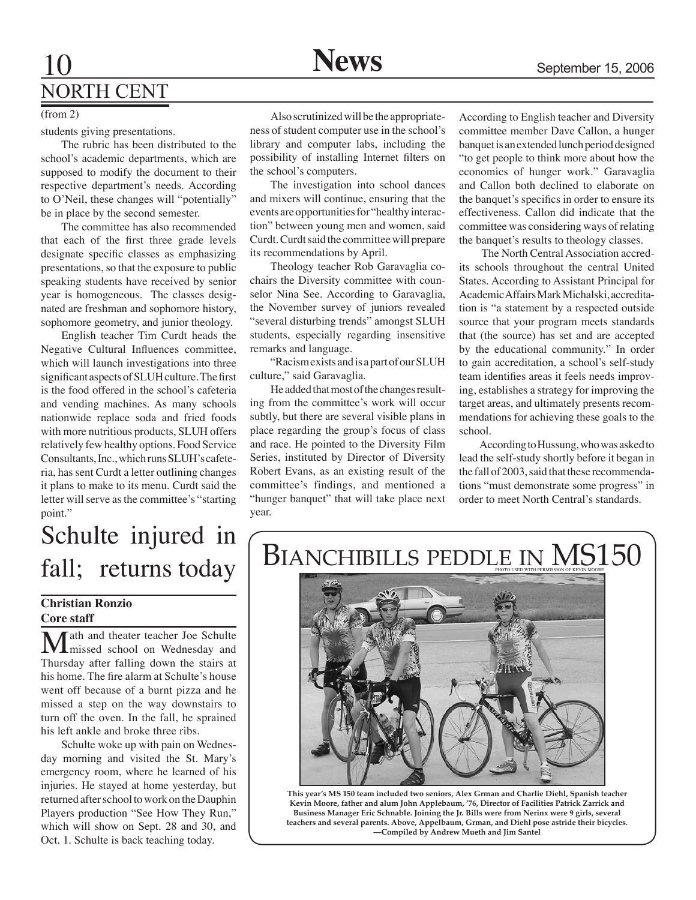## NORTH CENT

(from 2)

students giving presentations.

The rubric has been distributed to the school's academic departments, which are supposed to modify the document to their respective department's needs. According to O'Neil, these changes will "potentially" be in place by the second semester.

The committee has also recommended that each of the first three grade levels designate specific classes as emphasizing presentations, so that the exposure to public speaking students have received by senior year is homogeneous. The classes designated are freshman and sophomore history, sophomore geometry, and junior theology.

English teacher Tim Curdt heads the Negative Cultural Influences committee, which will launch investigations into three significant aspects of SLUH culture. The first is the food offered in the school's cafeteria and vending machines. As many schools nationwide replace soda and fried foods with more nutritious products, SLUH offers relatively few healthy options. Food Service Consultants, Inc., which runs SLUH's cafeteria, has sent Curdt a letter outlining changes it plans to make to its menu. Curdt said the letter will serve as the committee's "starting point."

Also scrutinized will be the appropriateness of student computer use in the school's library and computer labs, including the possibility of installing Internet filters on the school's computers.

The investigation into school dances and mixers will continue, ensuring that the events are opportunities for "healthy interaction" between young men and women, said Curdt. Curdt said the committee will prepare its recommendations by April.

Theology teacher Rob Garavaglia co-chairs the Diversity committee with counselor Nina See. According to Garavaglia, the November survey of juniors revealed "several disturbing trends" amongst SLUH students, especially regarding insensitive remarks and language.

"Racism exists and is a part of our SLUH culture," said Garavaglia.

He added that most of the changes resulting from the committee's work will occur subtly, but there are several visible plans in place regarding the group's focus of class and race. He pointed to the Diversity Film Series, instituted by Director of Diversity Robert Evans, as an existing result of the committee's findings, and mentioned a "hunger banquet" that will take place next year. According to English teacher and Diversity committee member Dave Callon, a hunger banquet is an extended lunch period designed "to get people to think more about how the economics of hunger work." Garavaglia and Callon both declined to elaborate on the banquet's specifics in order to ensure its effectiveness. Callon did indicate that the committee was considering ways of relating the banquet's results to theology classes.

The North Central Association accredits schools throughout the central United States. According to Assistant Principal for Academic Affairs Mark Michalski, accreditation is "a statement by a respected outside source that your program meets standards that (the source) has set and are accepted by the educational community." In order to gain accreditation, a school's self-study team identifies areas it feels needs improving, establishes a strategy for improving the target areas, and ultimately presents recommendations for achieving these goals to the school.

According to Hussung, who was asked to lead the self-study shortly before it began in the fall of 2003, said that these recommendations "must demonstrate some progress" in order to meet North Central's standards.

# Schulte injured in fall; returns today

**Christian Ronzio**
**Core staff**

Math and theater teacher Joe Schulte missed school on Wednesday and Thursday after falling down the stairs at his home. The fire alarm at Schulte's house went off because of a burnt pizza and he missed a step on the way downstairs to turn off the oven. In the fall, he sprained his left ankle and broke three ribs.

Schulte woke up with pain on Wednesday morning and visited the St. Mary's emergency room, where he learned of his injuries. He stayed at home yesterday, but returned after school to work on the Dauphin Players production "See How They Run," which will show on Sept. 28 and 30, and Oct. 1. Schulte is back teaching today.

# Bianchibills peddle in MS150

PHOTO USED WITH PERMISSION OF KEVIN MOORE

**This year's MS 150 team included two seniors, Alex Grman and Charlie Diehl, Spanish teacher Kevin Moore, father and alum John Applebaum, '76, Director of Facilities Patrick Zarrick and Business Manager Eric Schnable. Joining the Jr. Bills were from Nerinx were 9 girls, several teachers and several parents. Above, Appelbaum, Grman, and Diehl pose astride their bicycles. —Compiled by Andrew Mueth and Jim Santel**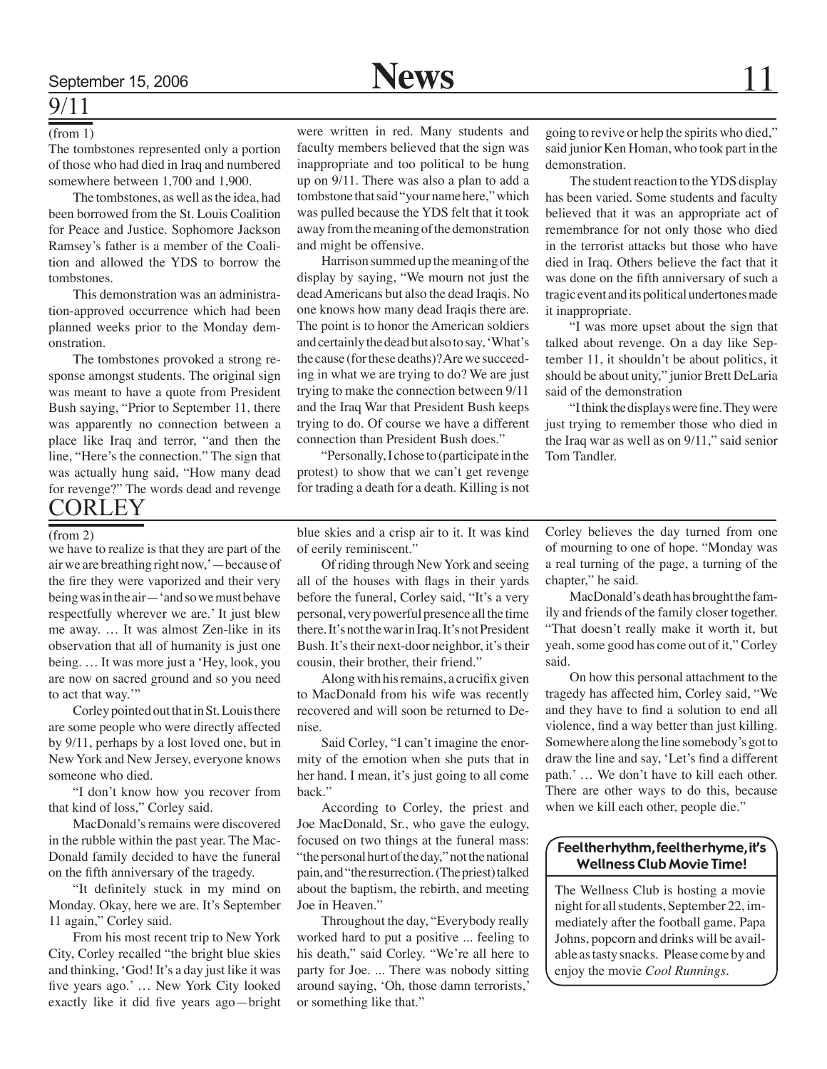## 9/11

(from 1)

The tombstones represented only a portion of those who had died in Iraq and numbered somewhere between 1,700 and 1,900.

The tombstones, as well as the idea, had been borrowed from the St. Louis Coalition for Peace and Justice. Sophomore Jackson Ramsey's father is a member of the Coalition and allowed the YDS to borrow the tombstones.

This demonstration was an administration-approved occurrence which had been planned weeks prior to the Monday demonstration.

The tombstones provoked a strong response amongst students. The original sign was meant to have a quote from President Bush saying, "Prior to September 11, there was apparently no connection between a place like Iraq and terror, "and then the line, "Here's the connection." The sign that was actually hung said, "How many dead for revenge?" The words dead and revenge were written in red. Many students and faculty members believed that the sign was inappropriate and too political to be hung up on 9/11. There was also a plan to add a tombstone that said "your name here," which was pulled because the YDS felt that it took away from the meaning of the demonstration and might be offensive.

Harrison summed up the meaning of the display by saying, "We mourn not just the dead Americans but also the dead Iraqis. No one knows how many dead Iraqis there are. The point is to honor the American soldiers and certainly the dead but also to say, 'What's the cause (for these deaths)? Are we succeeding in what we are trying to do? We are just trying to make the connection between 9/11 and the Iraq War that President Bush keeps trying to do. Of course we have a different connection than President Bush does."

"Personally, I chose to (participate in the protest) to show that we can't get revenge for trading a death for a death. Killing is not going to revive or help the spirits who died," said junior Ken Homan, who took part in the demonstration.

The student reaction to the YDS display has been varied. Some students and faculty believed that it was an appropriate act of remembrance for not only those who died in the terrorist attacks but those who have died in Iraq. Others believe the fact that it was done on the fifth anniversary of such a tragic event and its political undertones made it inappropriate.

"I was more upset about the sign that talked about revenge. On a day like September 11, it shouldn't be about politics, it should be about unity," junior Brett DeLaria said of the demonstration

"I think the displays were fine. They were just trying to remember those who died in the Iraq war as well as on 9/11," said senior Tom Tandler.

## CORLEY

(from 2)

we have to realize is that they are part of the air we are breathing right now,'—because of the fire they were vaporized and their very being was in the air—'and so we must behave respectfully wherever we are.' It just blew me away. … It was almost Zen-like in its observation that all of humanity is just one being. … It was more just a 'Hey, look, you are now on sacred ground and so you need to act that way.'"

Corley pointed out that in St. Louis there are some people who were directly affected by 9/11, perhaps by a lost loved one, but in New York and New Jersey, everyone knows someone who died.

"I don't know how you recover from that kind of loss," Corley said.

MacDonald's remains were discovered in the rubble within the past year. The MacDonald family decided to have the funeral on the fifth anniversary of the tragedy.

"It definitely stuck in my mind on Monday. Okay, here we are. It's September 11 again," Corley said.

From his most recent trip to New York City, Corley recalled "the bright blue skies and thinking, 'God! It's a day just like it was five years ago.' … New York City looked exactly like it did five years ago—bright blue skies and a crisp air to it. It was kind of eerily reminiscent."

Of riding through New York and seeing all of the houses with flags in their yards before the funeral, Corley said, "It's a very personal, very powerful presence all the time there. It's not the war in Iraq. It's not President Bush. It's their next-door neighbor, it's their cousin, their brother, their friend."

Along with his remains, a crucifix given to MacDonald from his wife was recently recovered and will soon be returned to Denise.

Said Corley, "I can't imagine the enormity of the emotion when she puts that in her hand. I mean, it's just going to all come back."

According to Corley, the priest and Joe MacDonald, Sr., who gave the eulogy, focused on two things at the funeral mass: "the personal hurt of the day," not the national pain, and "the resurrection. (The priest) talked about the baptism, the rebirth, and meeting Joe in Heaven."

Throughout the day, "Everybody really worked hard to put a positive ... feeling to his death," said Corley. "We're all here to party for Joe. ... There was nobody sitting around saying, 'Oh, those damn terrorists,' or something like that."

Corley believes the day turned from one of mourning to one of hope. "Monday was a real turning of the page, a turning of the chapter," he said.

MacDonald's death has brought the family and friends of the family closer together. "That doesn't really make it worth it, but yeah, some good has come out of it," Corley said.

On how this personal attachment to the tragedy has affected him, Corley said, "We and they have to find a solution to end all violence, find a way better than just killing. Somewhere along the line somebody's got to draw the line and say, 'Let's find a different path.' … We don't have to kill each other. There are other ways to do this, because when we kill each other, people die."

### Feel the rhythm, feel the rhyme, it's Wellness Club Movie Time!

The Wellness Club is hosting a movie night for all students, September 22, immediately after the football game. Papa Johns, popcorn and drinks will be available as tasty snacks. Please come by and enjoy the movie *Cool Runnings*.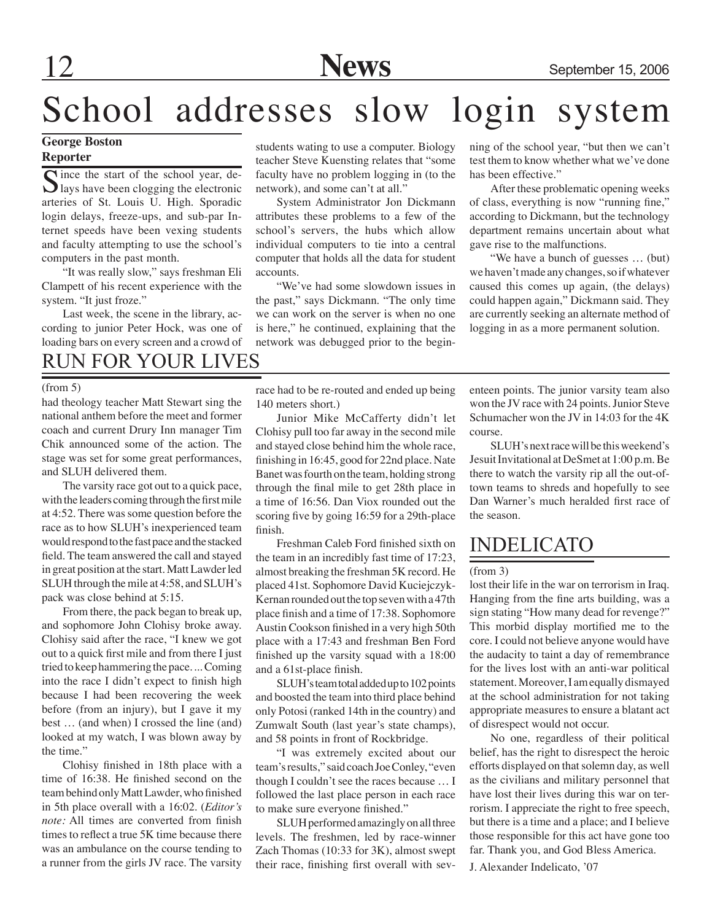# School addresses slow login system

**George Boston**
**Reporter**

Since the start of the school year, delays have been clogging the electronic arteries of St. Louis U. High. Sporadic login delays, freeze-ups, and sub-par Internet speeds have been vexing students and faculty attempting to use the school's computers in the past month.

"It was really slow," says freshman Eli Clampett of his recent experience with the system. "It just froze."

Last week, the scene in the library, according to junior Peter Hock, was one of loading bars on every screen and a crowd of students wating to use a computer. Biology teacher Steve Kuensting relates that "some faculty have no problem logging in (to the network), and some can't at all."

System Administrator Jon Dickmann attributes these problems to a few of the school's servers, the hubs which allow individual computers to tie into a central computer that holds all the data for student accounts.

"We've had some slowdown issues in the past," says Dickmann. "The only time we can work on the server is when no one is here," he continued, explaining that the network was debugged prior to the beginning of the school year, "but then we can't test them to know whether what we've done has been effective."

After these problematic opening weeks of class, everything is now "running fine," according to Dickmann, but the technology department remains uncertain about what gave rise to the malfunctions.

"We have a bunch of guesses … (but) we haven't made any changes, so if whatever caused this comes up again, (the delays) could happen again," Dickmann said. They are currently seeking an alternate method of logging in as a more permanent solution.

## RUN FOR YOUR LIVES

(from 5)

had theology teacher Matt Stewart sing the national anthem before the meet and former coach and current Drury Inn manager Tim Chik announced some of the action. The stage was set for some great performances, and SLUH delivered them.

The varsity race got out to a quick pace, with the leaders coming through the first mile at 4:52. There was some question before the race as to how SLUH's inexperienced team would respond to the fast pace and the stacked field. The team answered the call and stayed in great position at the start. Matt Lawder led SLUH through the mile at 4:58, and SLUH's pack was close behind at 5:15.

From there, the pack began to break up, and sophomore John Clohisy broke away. Clohisy said after the race, "I knew we got out to a quick first mile and from there I just tried to keep hammering the pace. ... Coming into the race I didn't expect to finish high because I had been recovering the week before (from an injury), but I gave it my best … (and when) I crossed the line (and) looked at my watch, I was blown away by the time."

Clohisy finished in 18th place with a time of 16:38. He finished second on the team behind only Matt Lawder, who finished in 5th place overall with a 16:02. (*Editor's note:* All times are converted from finish times to reflect a true 5K time because there was an ambulance on the course tending to a runner from the girls JV race. The varsity race had to be re-routed and ended up being 140 meters short.)

Junior Mike McCafferty didn't let Clohisy pull too far away in the second mile and stayed close behind him the whole race, finishing in 16:45, good for 22nd place. Nate Banet was fourth on the team, holding strong through the final mile to get 28th place in a time of 16:56. Dan Viox rounded out the scoring five by going 16:59 for a 29th-place finish.

Freshman Caleb Ford finished sixth on the team in an incredibly fast time of 17:23, almost breaking the freshman 5K record. He placed 41st. Sophomore David Kuciejczyk-Kernan rounded out the top seven with a 47th place finish and a time of 17:38. Sophomore Austin Cookson finished in a very high 50th place with a 17:43 and freshman Ben Ford finished up the varsity squad with a 18:00 and a 61st-place finish.

SLUH's team total added up to 102 points and boosted the team into third place behind only Potosi (ranked 14th in the country) and Zumwalt South (last year's state champs), and 58 points in front of Rockbridge.

"I was extremely excited about our team's results," said coach Joe Conley, "even though I couldn't see the races because … I followed the last place person in each race to make sure everyone finished."

SLUH performed amazingly on all three levels. The freshmen, led by race-winner Zach Thomas (10:33 for 3K), almost swept their race, finishing first overall with seventeen points. The junior varsity team also won the JV race with 24 points. Junior Steve Schumacher won the JV in 14:03 for the 4K course.

SLUH's next race will be this weekend's Jesuit Invitational at DeSmet at 1:00 p.m. Be there to watch the varsity rip all the out-of-town teams to shreds and hopefully to see Dan Warner's much heralded first race of the season.

## INDELICATO

(from 3)

lost their life in the war on terrorism in Iraq. Hanging from the fine arts building, was a sign stating "How many dead for revenge?" This morbid display mortified me to the core. I could not believe anyone would have the audacity to taint a day of remembrance for the lives lost with an anti-war political statement. Moreover, I am equally dismayed at the school administration for not taking appropriate measures to ensure a blatant act of disrespect would not occur.

No one, regardless of their political belief, has the right to disrespect the heroic efforts displayed on that solemn day, as well as the civilians and military personnel that have lost their lives during this war on terrorism. I appreciate the right to free speech, but there is a time and a place; and I believe those responsible for this act have gone too far. Thank you, and God Bless America.

J. Alexander Indelicato, '07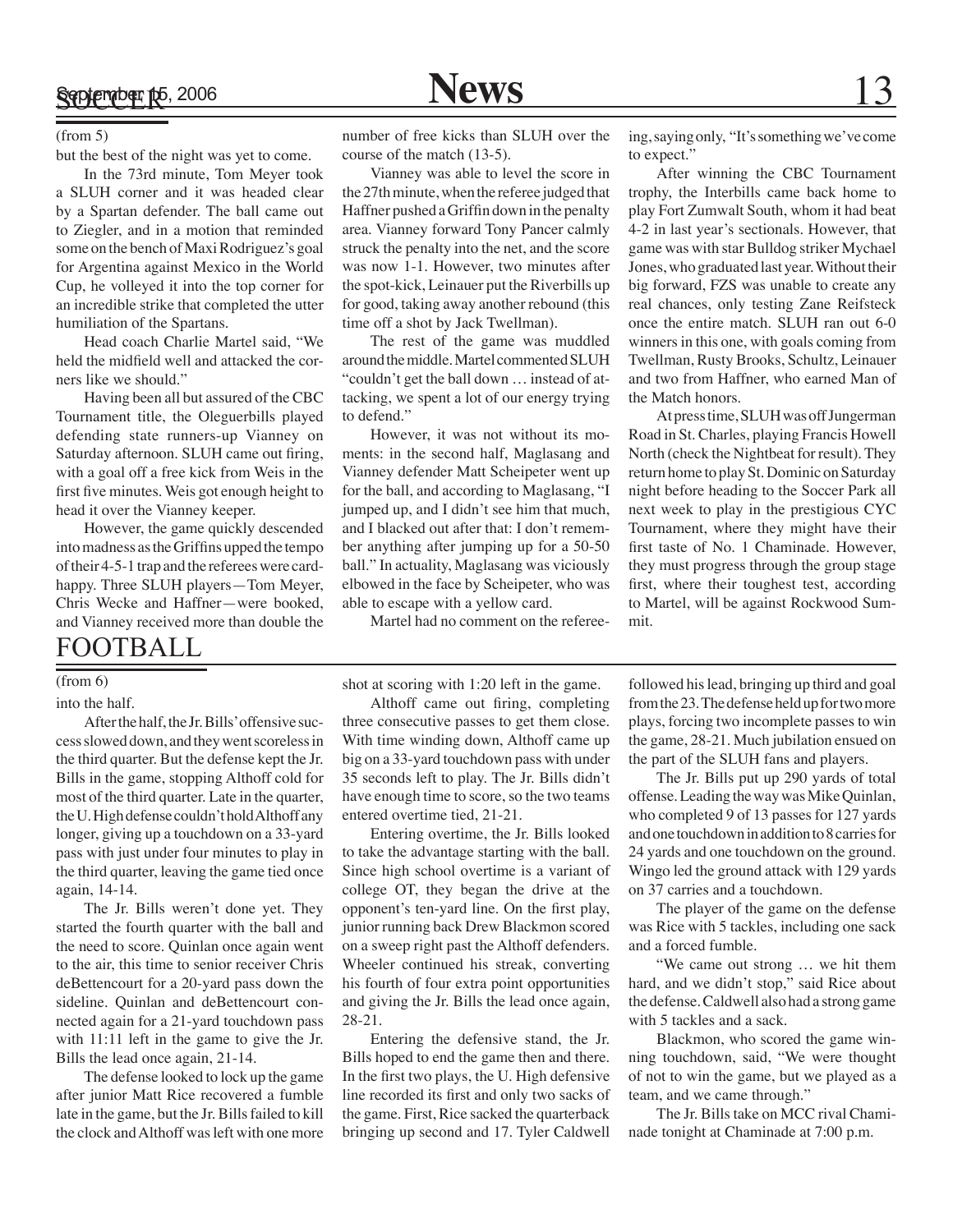## SOCCER

(from 5)

but the best of the night was yet to come.

In the 73rd minute, Tom Meyer took a SLUH corner and it was headed clear by a Spartan defender. The ball came out to Ziegler, and in a motion that reminded some on the bench of Maxi Rodriguez's goal for Argentina against Mexico in the World Cup, he volleyed it into the top corner for an incredible strike that completed the utter humiliation of the Spartans.

Head coach Charlie Martel said, "We held the midfield well and attacked the corners like we should."

Having been all but assured of the CBC Tournament title, the Oleguerbills played defending state runners-up Vianney on Saturday afternoon. SLUH came out firing, with a goal off a free kick from Weis in the first five minutes. Weis got enough height to head it over the Vianney keeper.

However, the game quickly descended into madness as the Griffins upped the tempo of their 4-5-1 trap and the referees were card-happy. Three SLUH players—Tom Meyer, Chris Wecke and Haffner—were booked, and Vianney received more than double the number of free kicks than SLUH over the course of the match (13-5).

Vianney was able to level the score in the 27th minute, when the referee judged that Haffner pushed a Griffin down in the penalty area. Vianney forward Tony Pancer calmly struck the penalty into the net, and the score was now 1-1. However, two minutes after the spot-kick, Leinauer put the Riverbills up for good, taking away another rebound (this time off a shot by Jack Twellman).

The rest of the game was muddled around the middle. Martel commented SLUH "couldn't get the ball down … instead of attacking, we spent a lot of our energy trying to defend."

However, it was not without its moments: in the second half, Maglasang and Vianney defender Matt Scheipeter went up for the ball, and according to Maglasang, "I jumped up, and I didn't see him that much, and I blacked out after that: I don't remember anything after jumping up for a 50-50 ball." In actuality, Maglasang was viciously elbowed in the face by Scheipeter, who was able to escape with a yellow card.

Martel had no comment on the refereeing, saying only, "It's something we've come to expect."

After winning the CBC Tournament trophy, the Interbills came back home to play Fort Zumwalt South, whom it had beat 4-2 in last year's sectionals. However, that game was with star Bulldog striker Mychael Jones, who graduated last year. Without their big forward, FZS was unable to create any real chances, only testing Zane Reifsteck once the entire match. SLUH ran out 6-0 winners in this one, with goals coming from Twellman, Rusty Brooks, Schultz, Leinauer and two from Haffner, who earned Man of the Match honors.

At press time, SLUH was off Jungerman Road in St. Charles, playing Francis Howell North (check the Nightbeat for result). They return home to play St. Dominic on Saturday night before heading to the Soccer Park all next week to play in the prestigious CYC Tournament, where they might have their first taste of No. 1 Chaminade. However, they must progress through the group stage first, where their toughest test, according to Martel, will be against Rockwood Summit.

## FOOTBALL

(from 6)

into the half.

After the half, the Jr. Bills' offensive success slowed down, and they went scoreless in the third quarter. But the defense kept the Jr. Bills in the game, stopping Althoff cold for most of the third quarter. Late in the quarter, the U. High defense couldn't hold Althoff any longer, giving up a touchdown on a 33-yard pass with just under four minutes to play in the third quarter, leaving the game tied once again, 14-14.

The Jr. Bills weren't done yet. They started the fourth quarter with the ball and the need to score. Quinlan once again went to the air, this time to senior receiver Chris deBettencourt for a 20-yard pass down the sideline. Quinlan and deBettencourt connected again for a 21-yard touchdown pass with 11:11 left in the game to give the Jr. Bills the lead once again, 21-14.

The defense looked to lock up the game after junior Matt Rice recovered a fumble late in the game, but the Jr. Bills failed to kill the clock and Althoff was left with one more shot at scoring with 1:20 left in the game.

Althoff came out firing, completing three consecutive passes to get them close. With time winding down, Althoff came up big on a 33-yard touchdown pass with under 35 seconds left to play. The Jr. Bills didn't have enough time to score, so the two teams entered overtime tied, 21-21.

Entering overtime, the Jr. Bills looked to take the advantage starting with the ball. Since high school overtime is a variant of college OT, they began the drive at the opponent's ten-yard line. On the first play, junior running back Drew Blackmon scored on a sweep right past the Althoff defenders. Wheeler continued his streak, converting his fourth of four extra point opportunities and giving the Jr. Bills the lead once again, 28-21.

Entering the defensive stand, the Jr. Bills hoped to end the game then and there. In the first two plays, the U. High defensive line recorded its first and only two sacks of the game. First, Rice sacked the quarterback bringing up second and 17. Tyler Caldwell followed his lead, bringing up third and goal from the 23. The defense held up for two more plays, forcing two incomplete passes to win the game, 28-21. Much jubilation ensued on the part of the SLUH fans and players.

The Jr. Bills put up 290 yards of total offense. Leading the way was Mike Quinlan, who completed 9 of 13 passes for 127 yards and one touchdown in addition to 8 carries for 24 yards and one touchdown on the ground. Wingo led the ground attack with 129 yards on 37 carries and a touchdown.

The player of the game on the defense was Rice with 5 tackles, including one sack and a forced fumble.

"We came out strong … we hit them hard, and we didn't stop," said Rice about the defense. Caldwell also had a strong game with 5 tackles and a sack.

Blackmon, who scored the game winning touchdown, said, "We were thought of not to win the game, but we played as a team, and we came through."

The Jr. Bills take on MCC rival Chaminade tonight at Chaminade at 7:00 p.m.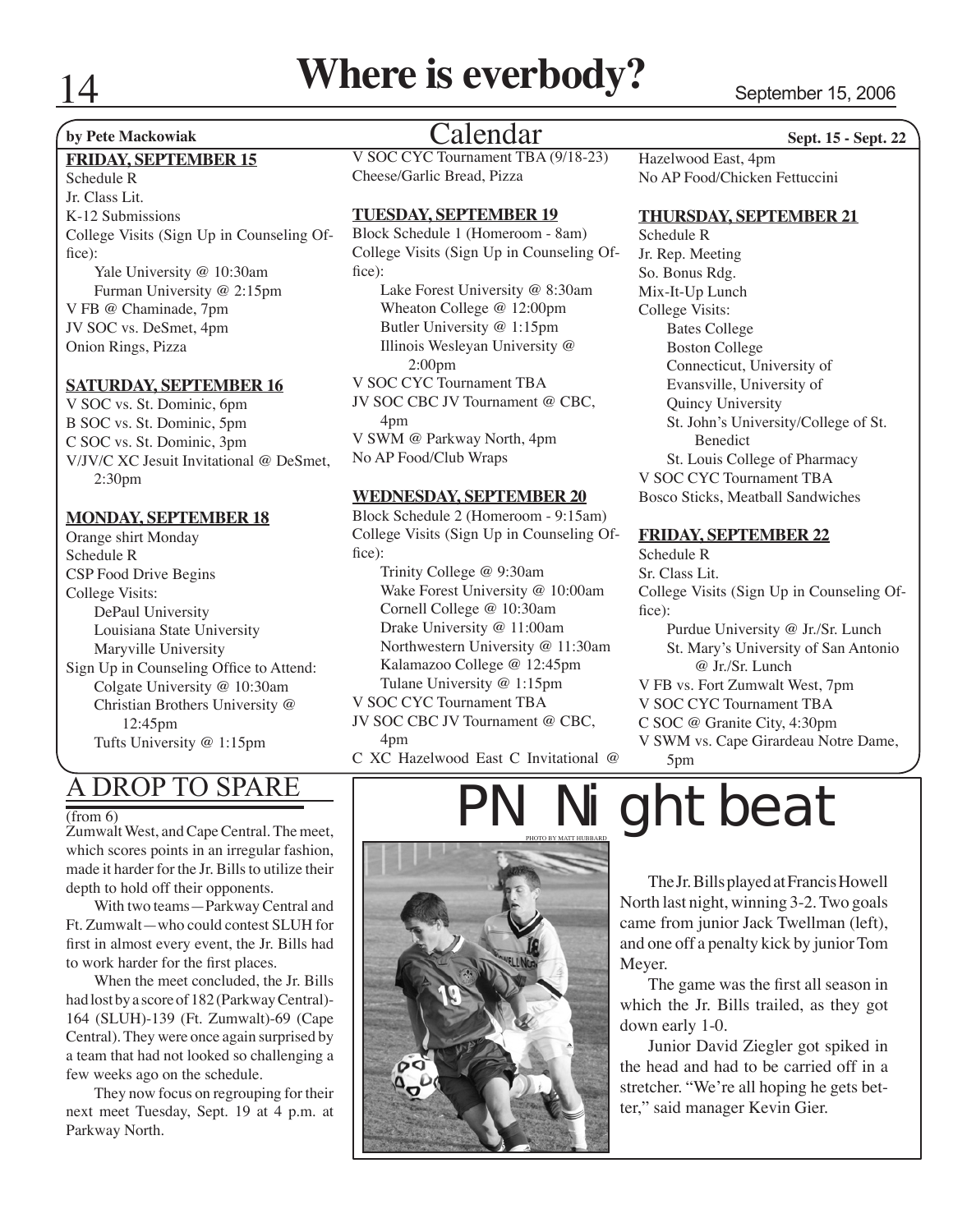# Where is everbody?

## Calendar

by Pete Mackowiak

Sept. 15 - Sept. 22

**FRIDAY, SEPTEMBER 15**

Schedule R
Jr. Class Lit.
K-12 Submissions
College Visits (Sign Up in Counseling Office):
- Yale University @ 10:30am
- Furman University @ 2:15pm

V FB @ Chaminade, 7pm
JV SOC vs. DeSmet, 4pm
Onion Rings, Pizza

**SATURDAY, SEPTEMBER 16**

V SOC vs. St. Dominic, 6pm
B SOC vs. St. Dominic, 5pm
C SOC vs. St. Dominic, 3pm
V/JV/C XC Jesuit Invitational @ DeSmet, 2:30pm

**MONDAY, SEPTEMBER 18**

Orange shirt Monday
Schedule R
CSP Food Drive Begins
College Visits:
- DePaul University
- Louisiana State University
- Maryville University

Sign Up in Counseling Office to Attend:
- Colgate University @ 10:30am
- Christian Brothers University @ 12:45pm
- Tufts University @ 1:15pm

V SOC CYC Tournament TBA (9/18-23)
Cheese/Garlic Bread, Pizza

**TUESDAY, SEPTEMBER 19**

Block Schedule 1 (Homeroom - 8am)
College Visits (Sign Up in Counseling Office):
- Lake Forest University @ 8:30am
- Wheaton College @ 12:00pm
- Butler University @ 1:15pm
- Illinois Wesleyan University @ 2:00pm

V SOC CYC Tournament TBA
JV SOC CBC JV Tournament @ CBC, 4pm
V SWM @ Parkway North, 4pm
No AP Food/Club Wraps

**WEDNESDAY, SEPTEMBER 20**

Block Schedule 2 (Homeroom - 9:15am)
College Visits (Sign Up in Counseling Office):
- Trinity College @ 9:30am
- Wake Forest University @ 10:00am
- Cornell College @ 10:30am
- Drake University @ 11:00am
- Northwestern University @ 11:30am
- Kalamazoo College @ 12:45pm
- Tulane University @ 1:15pm

V SOC CYC Tournament TBA
JV SOC CBC JV Tournament @ CBC, 4pm
C XC Hazelwood East C Invitational @ Hazelwood East, 4pm
No AP Food/Chicken Fettuccini

**THURSDAY, SEPTEMBER 21**

Schedule R
Jr. Rep. Meeting
So. Bonus Rdg.
Mix-It-Up Lunch
College Visits:
- Bates College
- Boston College
- Connecticut, University of
- Evansville, University of
- Quincy University
- St. John's University/College of St. Benedict
- St. Louis College of Pharmacy

V SOC CYC Tournament TBA
Bosco Sticks, Meatball Sandwiches

**FRIDAY, SEPTEMBER 22**

Schedule R
Sr. Class Lit.
College Visits (Sign Up in Counseling Office):
- Purdue University @ Jr./Sr. Lunch
- St. Mary's University of San Antonio @ Jr./Sr. Lunch

V FB vs. Fort Zumwalt West, 7pm
V SOC CYC Tournament TBA
C SOC @ Granite City, 4:30pm
V SWM vs. Cape Girardeau Notre Dame, 5pm

## A DROP TO SPARE

(from 6)

Zumwalt West, and Cape Central. The meet, which scores points in an irregular fashion, made it harder for the Jr. Bills to utilize their depth to hold off their opponents.

With two teams—Parkway Central and Ft. Zumwalt—who could contest SLUH for first in almost every event, the Jr. Bills had to work harder for the first places.

When the meet concluded, the Jr. Bills had lost by a score of 182 (Parkway Central)-164 (SLUH)-139 (Ft. Zumwalt)-69 (Cape Central). They were once again surprised by a team that had not looked so challenging a few weeks ago on the schedule.

They now focus on regrouping for their next meet Tuesday, Sept. 19 at 4 p.m. at Parkway North.

## PN Nightbeat

PHOTO BY MATT HUBBARD

The Jr. Bills played at Francis Howell North last night, winning 3-2. Two goals came from junior Jack Twellman (left), and one off a penalty kick by junior Tom Meyer.

The game was the first all season in which the Jr. Bills trailed, as they got down early 1-0.

Junior David Ziegler got spiked in the head and had to be carried off in a stretcher. "We're all hoping he gets better," said manager Kevin Gier.